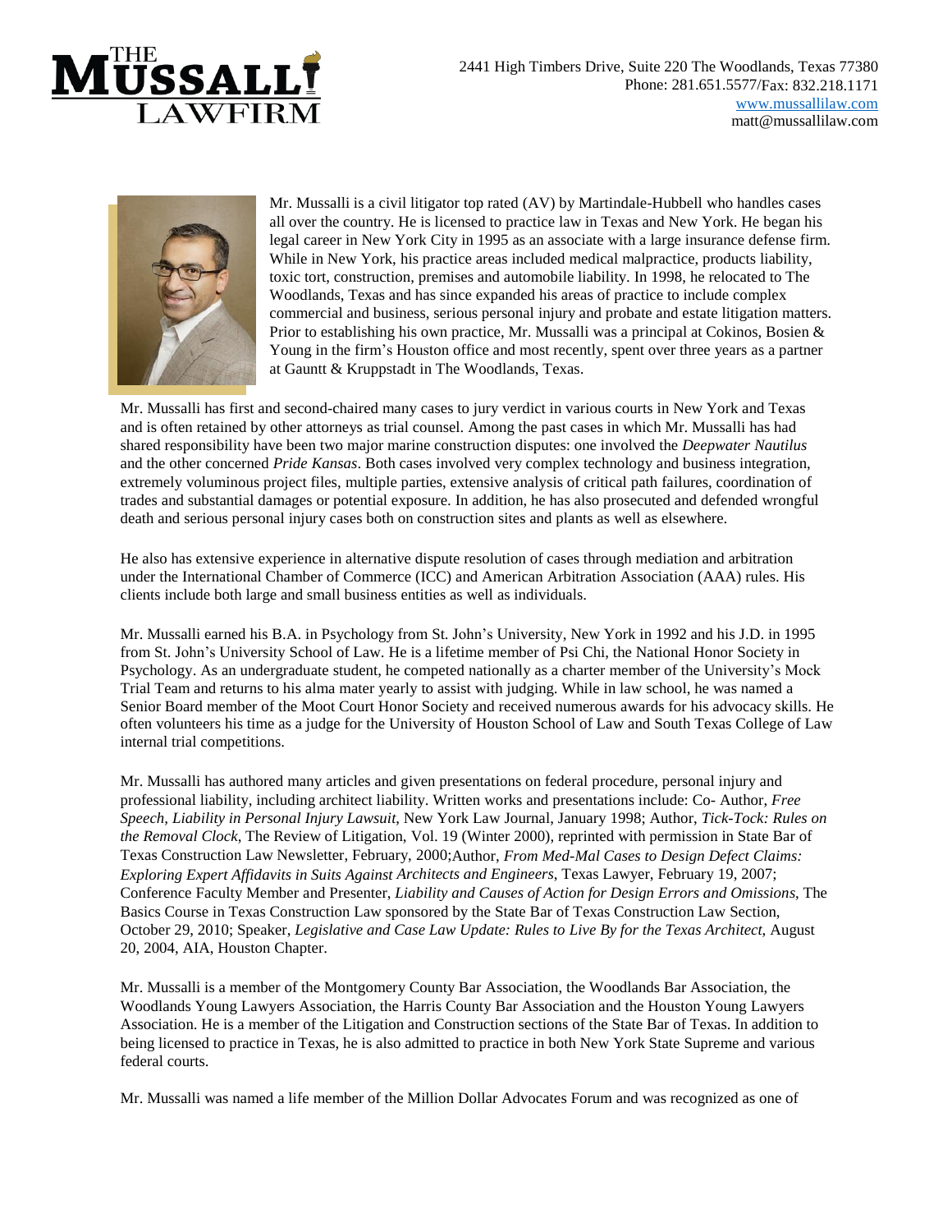THE MUSSALLI LAWFIRM

2441 High Timbers Drive, Suite 220 The Woodlands, Texas 77380
Phone: 281.651.5577/Fax: 832.218.1171
www.mussallilaw.com
matt@mussallilaw.com

Mr. Mussalli is a civil litigator top rated (AV) by Martindale-Hubbell who handles cases all over the country. He is licensed to practice law in Texas and New York. He began his legal career in New York City in 1995 as an associate with a large insurance defense firm. While in New York, his practice areas included medical malpractice, products liability, toxic tort, construction, premises and automobile liability. In 1998, he relocated to The Woodlands, Texas and has since expanded his areas of practice to include complex commercial and business, serious personal injury and probate and estate litigation matters. Prior to establishing his own practice, Mr. Mussalli was a principal at Cokinos, Bosien & Young in the firm's Houston office and most recently, spent over three years as a partner at Gauntt & Kruppstadt in The Woodlands, Texas.

Mr. Mussalli has first and second-chaired many cases to jury verdict in various courts in New York and Texas and is often retained by other attorneys as trial counsel. Among the past cases in which Mr. Mussalli has had shared responsibility have been two major marine construction disputes: one involved the *Deepwater Nautilus* and the other concerned *Pride Kansas*. Both cases involved very complex technology and business integration, extremely voluminous project files, multiple parties, extensive analysis of critical path failures, coordination of trades and substantial damages or potential exposure. In addition, he has also prosecuted and defended wrongful death and serious personal injury cases both on construction sites and plants as well as elsewhere.

He also has extensive experience in alternative dispute resolution of cases through mediation and arbitration under the International Chamber of Commerce (ICC) and American Arbitration Association (AAA) rules. His clients include both large and small business entities as well as individuals.

Mr. Mussalli earned his B.A. in Psychology from St. John's University, New York in 1992 and his J.D. in 1995 from St. John's University School of Law. He is a lifetime member of Psi Chi, the National Honor Society in Psychology. As an undergraduate student, he competed nationally as a charter member of the University's Mock Trial Team and returns to his alma mater yearly to assist with judging. While in law school, he was named a Senior Board member of the Moot Court Honor Society and received numerous awards for his advocacy skills. He often volunteers his time as a judge for the University of Houston School of Law and South Texas College of Law internal trial competitions.

Mr. Mussalli has authored many articles and given presentations on federal procedure, personal injury and professional liability, including architect liability. Written works and presentations include: Co- Author, *Free Speech, Liability in Personal Injury Lawsuit*, New York Law Journal, January 1998; Author, *Tick-Tock: Rules on the Removal Clock*, The Review of Litigation, Vol. 19 (Winter 2000), reprinted with permission in State Bar of Texas Construction Law Newsletter, February, 2000;Author, *From Med-Mal Cases to Design Defect Claims: Exploring Expert Affidavits in Suits Against Architects and Engineers*, Texas Lawyer, February 19, 2007; Conference Faculty Member and Presenter, *Liability and Causes of Action for Design Errors and Omissions*, The Basics Course in Texas Construction Law sponsored by the State Bar of Texas Construction Law Section, October 29, 2010; Speaker, *Legislative and Case Law Update: Rules to Live By for the Texas Architect*, August 20, 2004, AIA, Houston Chapter.

Mr. Mussalli is a member of the Montgomery County Bar Association, the Woodlands Bar Association, the Woodlands Young Lawyers Association, the Harris County Bar Association and the Houston Young Lawyers Association. He is a member of the Litigation and Construction sections of the State Bar of Texas. In addition to being licensed to practice in Texas, he is also admitted to practice in both New York State Supreme and various federal courts.

Mr. Mussalli was named a life member of the Million Dollar Advocates Forum and was recognized as one of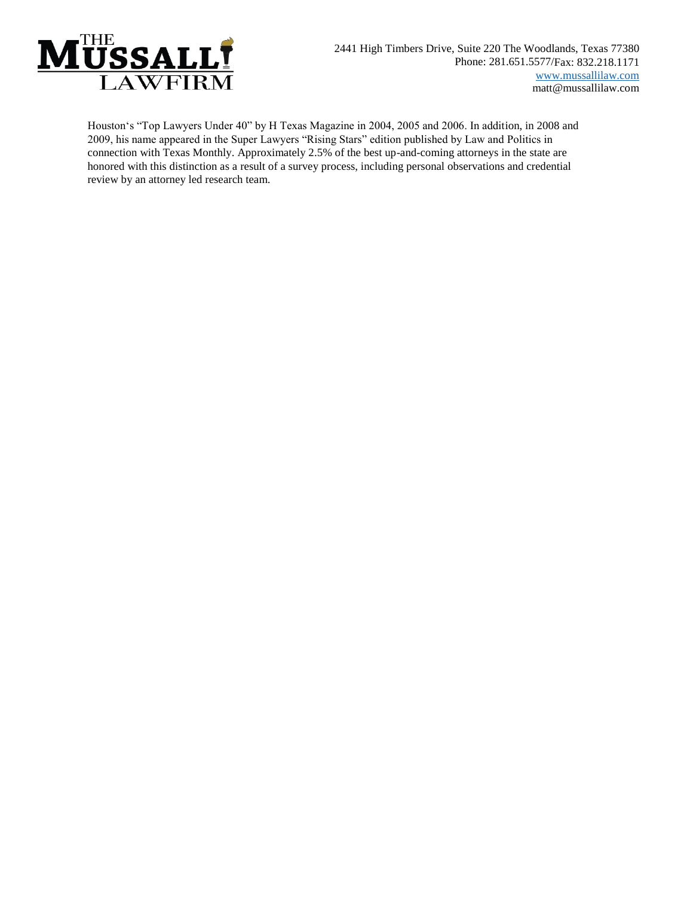Houston's "Top Lawyers Under 40" by H Texas Magazine in 2004, 2005 and 2006. In addition, in 2008 and 2009, his name appeared in the Super Lawyers "Rising Stars" edition published by Law and Politics in connection with Texas Monthly. Approximately 2.5% of the best up-and-coming attorneys in the state are honored with this distinction as a result of a survey process, including personal observations and credential review by an attorney led research team.